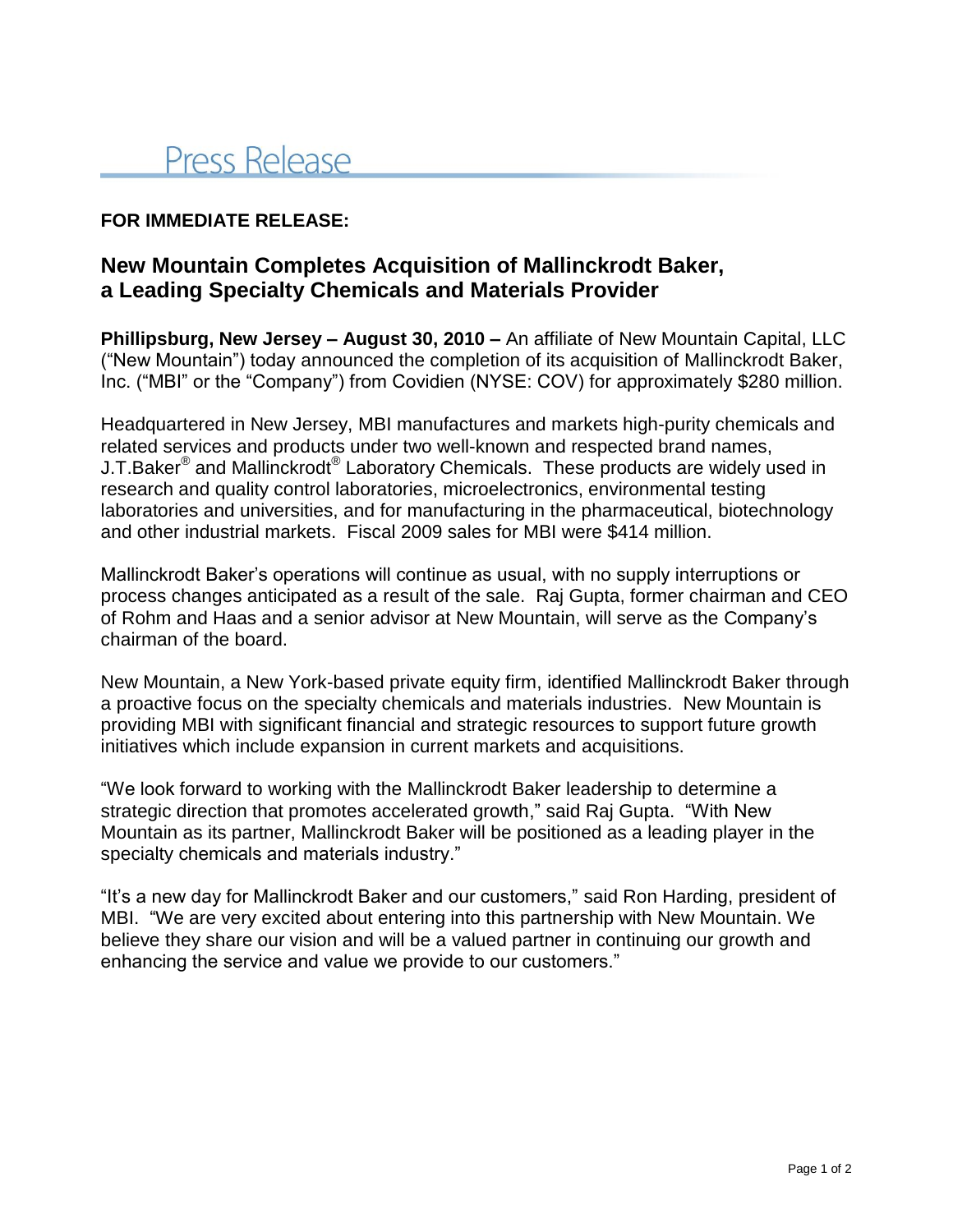# Press Release

**FOR IMMEDIATE RELEASE:**

## New Mountain Completes Acquisition of Mallinckrodt Baker, a Leading Specialty Chemicals and Materials Provider

**Phillipsburg, New Jersey – August 30, 2010 –** An affiliate of New Mountain Capital, LLC ("New Mountain") today announced the completion of its acquisition of Mallinckrodt Baker, Inc. ("MBI" or the "Company") from Covidien (NYSE: COV) for approximately $280 million.

Headquartered in New Jersey, MBI manufactures and markets high-purity chemicals and related services and products under two well-known and respected brand names, J.T.Baker® and Mallinckrodt® Laboratory Chemicals. These products are widely used in research and quality control laboratories, microelectronics, environmental testing laboratories and universities, and for manufacturing in the pharmaceutical, biotechnology and other industrial markets. Fiscal 2009 sales for MBI were $414 million.

Mallinckrodt Baker's operations will continue as usual, with no supply interruptions or process changes anticipated as a result of the sale. Raj Gupta, former chairman and CEO of Rohm and Haas and a senior advisor at New Mountain, will serve as the Company's chairman of the board.

New Mountain, a New York-based private equity firm, identified Mallinckrodt Baker through a proactive focus on the specialty chemicals and materials industries. New Mountain is providing MBI with significant financial and strategic resources to support future growth initiatives which include expansion in current markets and acquisitions.

"We look forward to working with the Mallinckrodt Baker leadership to determine a strategic direction that promotes accelerated growth," said Raj Gupta. "With New Mountain as its partner, Mallinckrodt Baker will be positioned as a leading player in the specialty chemicals and materials industry."

"It's a new day for Mallinckrodt Baker and our customers," said Ron Harding, president of MBI. "We are very excited about entering into this partnership with New Mountain. We believe they share our vision and will be a valued partner in continuing our growth and enhancing the service and value we provide to our customers."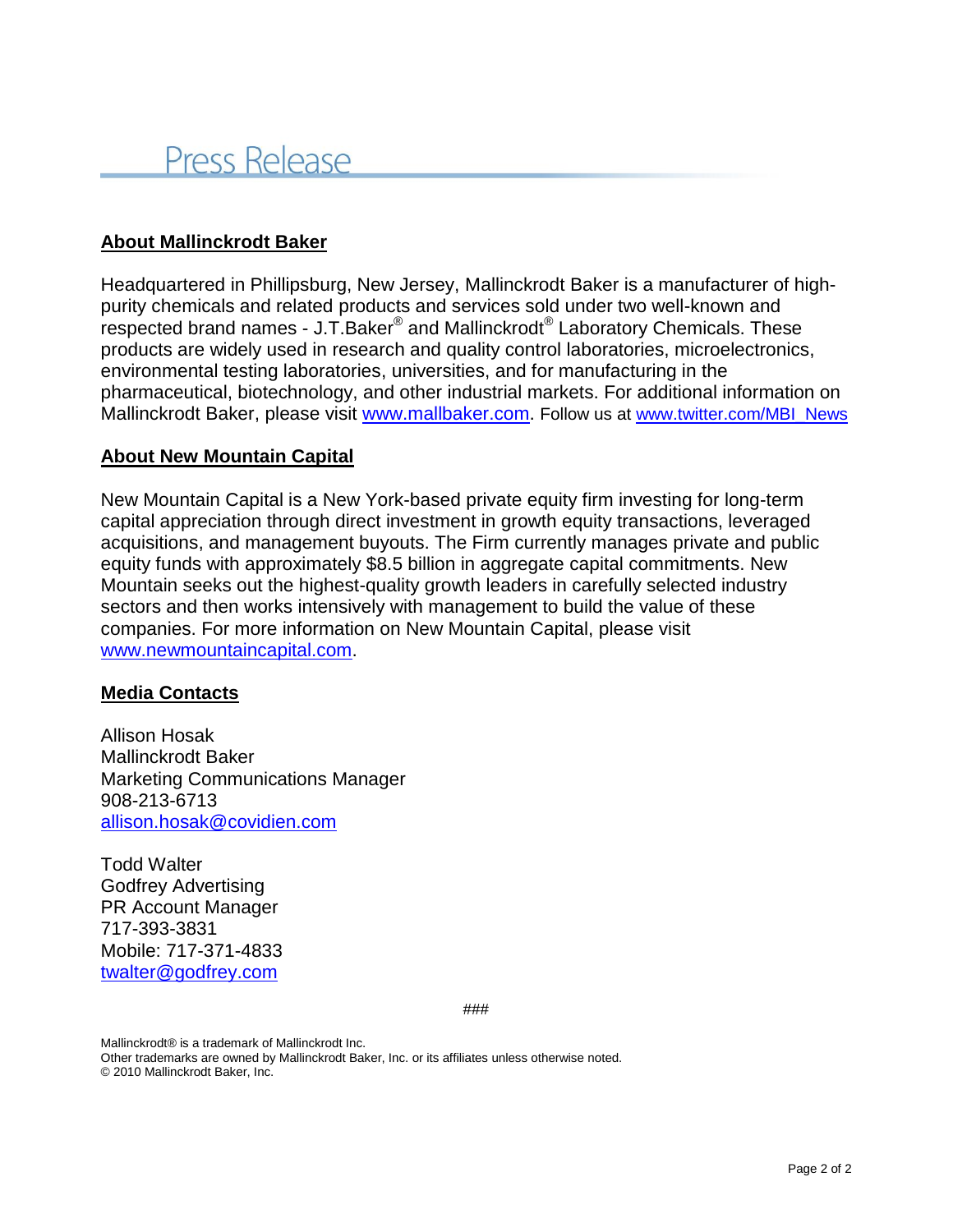## About Mallinckrodt Baker

Headquartered in Phillipsburg, New Jersey, Mallinckrodt Baker is a manufacturer of high-purity chemicals and related products and services sold under two well-known and respected brand names - J.T.Baker® and Mallinckrodt® Laboratory Chemicals. These products are widely used in research and quality control laboratories, microelectronics, environmental testing laboratories, universities, and for manufacturing in the pharmaceutical, biotechnology, and other industrial markets. For additional information on Mallinckrodt Baker, please visit www.mallbaker.com. Follow us at www.twitter.com/MBI_News

## About New Mountain Capital

New Mountain Capital is a New York-based private equity firm investing for long-term capital appreciation through direct investment in growth equity transactions, leveraged acquisitions, and management buyouts. The Firm currently manages private and public equity funds with approximately $8.5 billion in aggregate capital commitments. New Mountain seeks out the highest-quality growth leaders in carefully selected industry sectors and then works intensively with management to build the value of these companies. For more information on New Mountain Capital, please visit www.newmountaincapital.com.

## Media Contacts

Allison Hosak
Mallinckrodt Baker
Marketing Communications Manager
908-213-6713
allison.hosak@covidien.com

Todd Walter
Godfrey Advertising
PR Account Manager
717-393-3831
Mobile: 717-371-4833
twalter@godfrey.com

###

Mallinckrodt® is a trademark of Mallinckrodt Inc.
Other trademarks are owned by Mallinckrodt Baker, Inc. or its affiliates unless otherwise noted.
© 2010 Mallinckrodt Baker, Inc.